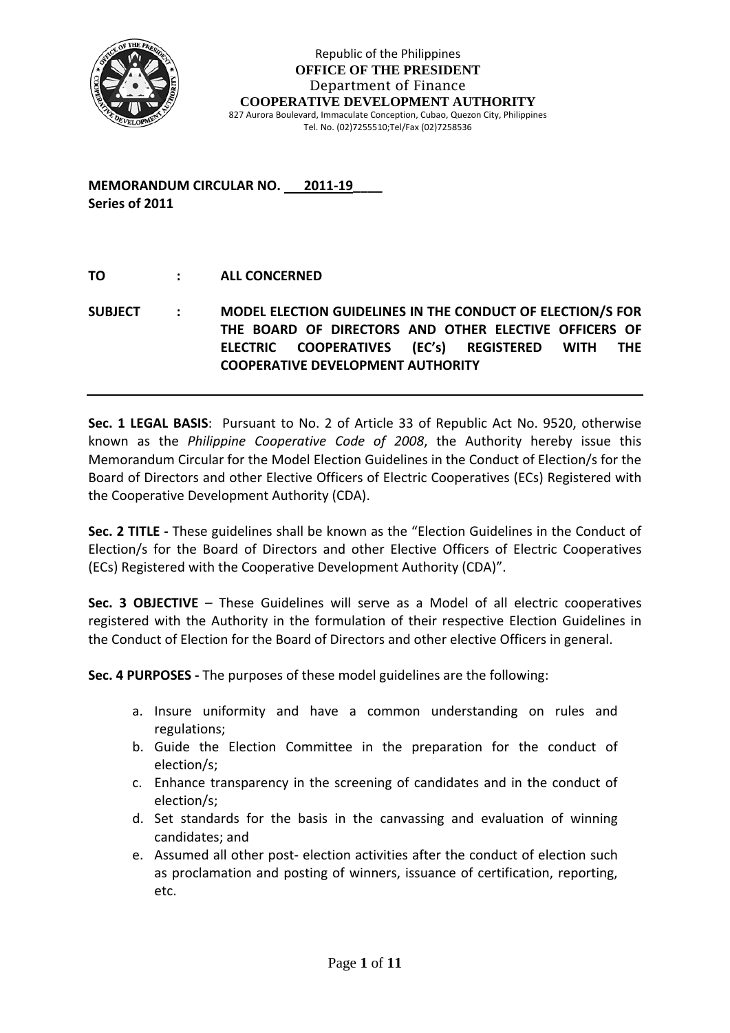Republic of the Philippines
**OFFICE OF THE PRESIDENT**
Department of Finance
**COOPERATIVE DEVELOPMENT AUTHORITY**
827 Aurora Boulevard, Immaculate Conception, Cubao, Quezon City, Philippines
Tel. No. (02)7255510;Tel/Fax (02)7258536

**MEMORANDUM CIRCULAR NO. 2011-19**
**Series of 2011**

**TO : ALL CONCERNED**

**SUBJECT : MODEL ELECTION GUIDELINES IN THE CONDUCT OF ELECTION/S FOR THE BOARD OF DIRECTORS AND OTHER ELECTIVE OFFICERS OF ELECTRIC COOPERATIVES (EC's) REGISTERED WITH THE COOPERATIVE DEVELOPMENT AUTHORITY**

---

**Sec. 1 LEGAL BASIS**: Pursuant to No. 2 of Article 33 of Republic Act No. 9520, otherwise known as the *Philippine Cooperative Code of 2008*, the Authority hereby issue this Memorandum Circular for the Model Election Guidelines in the Conduct of Election/s for the Board of Directors and other Elective Officers of Electric Cooperatives (ECs) Registered with the Cooperative Development Authority (CDA).

**Sec. 2 TITLE -** These guidelines shall be known as the "Election Guidelines in the Conduct of Election/s for the Board of Directors and other Elective Officers of Electric Cooperatives (ECs) Registered with the Cooperative Development Authority (CDA)".

**Sec. 3 OBJECTIVE** – These Guidelines will serve as a Model of all electric cooperatives registered with the Authority in the formulation of their respective Election Guidelines in the Conduct of Election for the Board of Directors and other elective Officers in general.

**Sec. 4 PURPOSES -** The purposes of these model guidelines are the following:

a. Insure uniformity and have a common understanding on rules and regulations;
b. Guide the Election Committee in the preparation for the conduct of election/s;
c. Enhance transparency in the screening of candidates and in the conduct of election/s;
d. Set standards for the basis in the canvassing and evaluation of winning candidates; and
e. Assumed all other post- election activities after the conduct of election such as proclamation and posting of winners, issuance of certification, reporting, etc.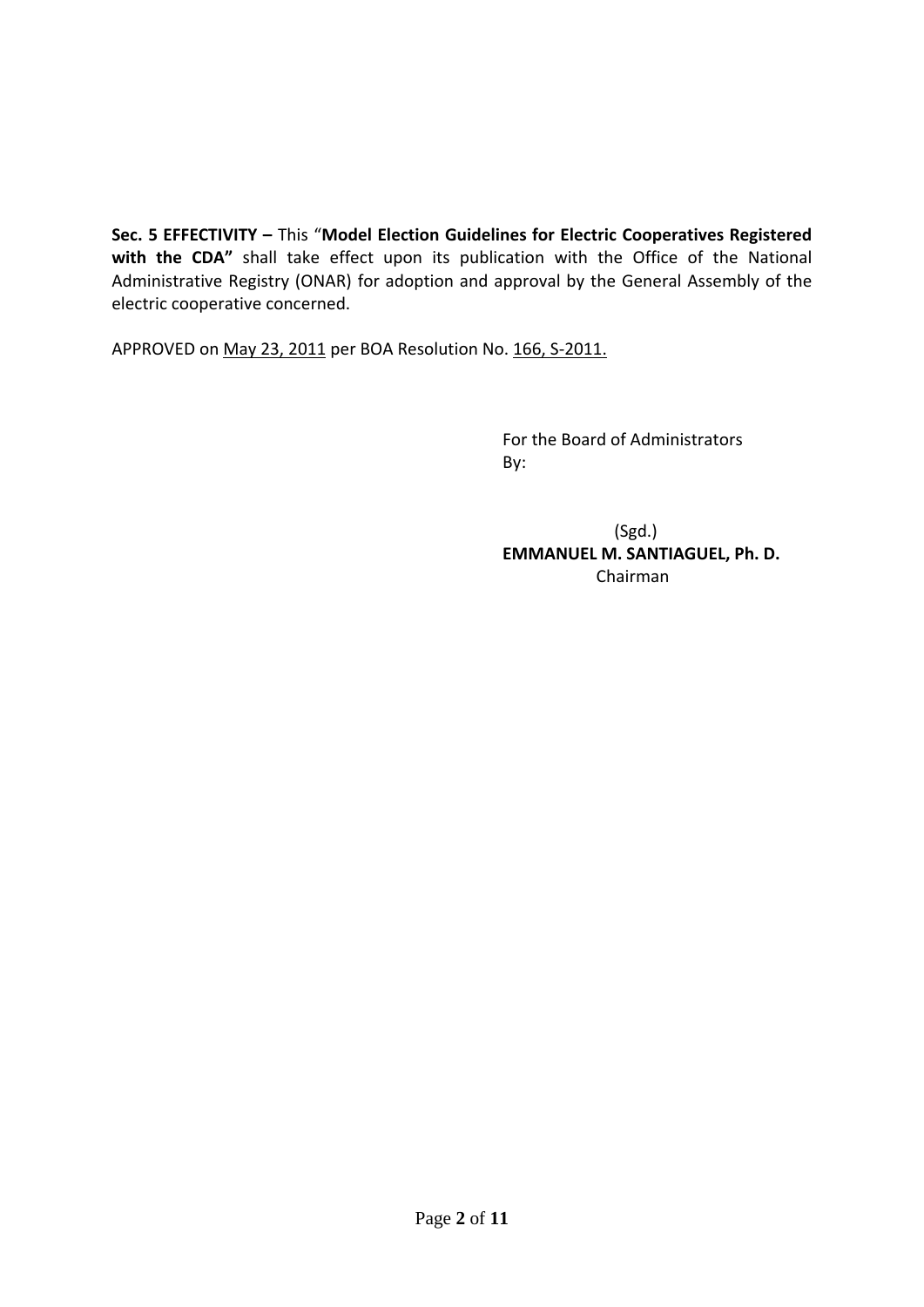**Sec. 5 EFFECTIVITY –** This "**Model Election Guidelines for Electric Cooperatives Registered with the CDA"** shall take effect upon its publication with the Office of the National Administrative Registry (ONAR) for adoption and approval by the General Assembly of the electric cooperative concerned.

APPROVED on <u>May 23, 2011</u> per BOA Resolution No. <u>166, S-2011.</u>

For the Board of Administrators
By:

(Sgd.)
**EMMANUEL M. SANTIAGUEL, Ph. D.**
Chairman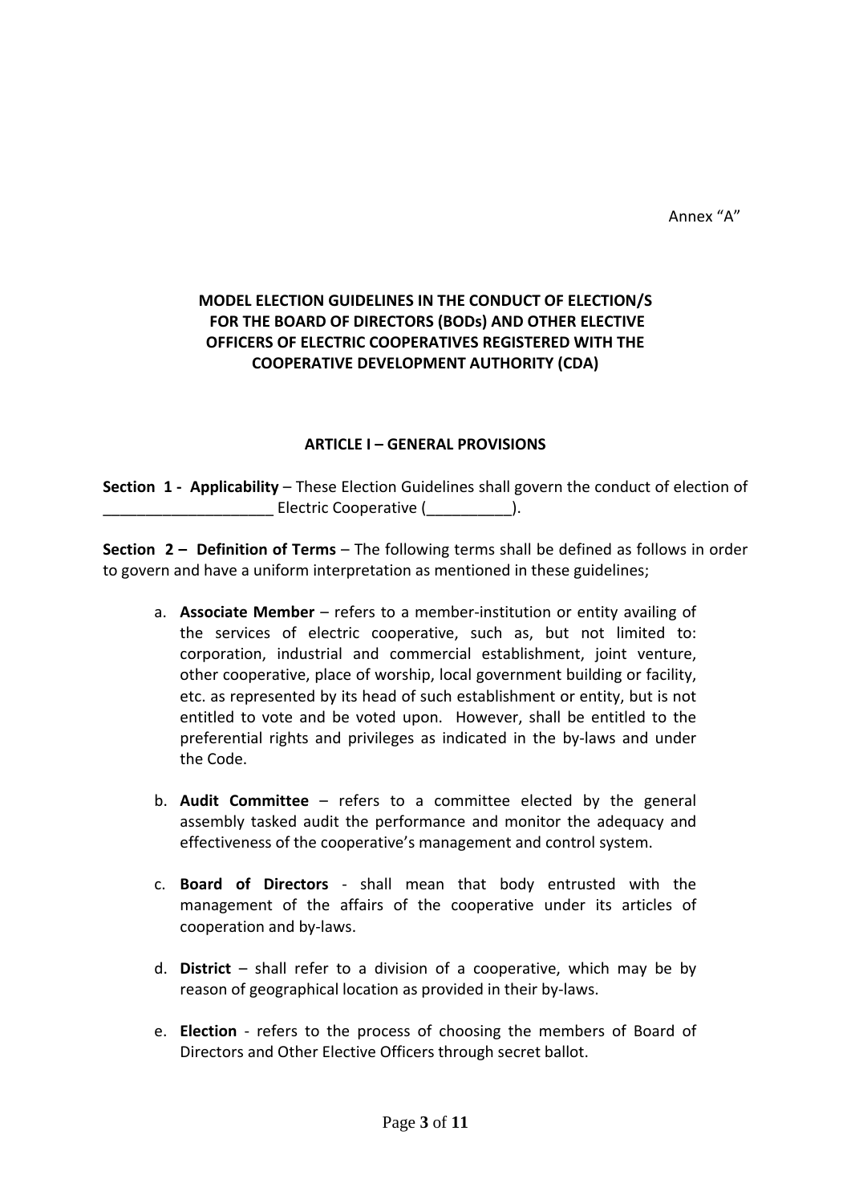Annex "A"

**MODEL ELECTION GUIDELINES IN THE CONDUCT OF ELECTION/S FOR THE BOARD OF DIRECTORS (BODs) AND OTHER ELECTIVE OFFICERS OF ELECTRIC COOPERATIVES REGISTERED WITH THE COOPERATIVE DEVELOPMENT AUTHORITY (CDA)**

**ARTICLE I – GENERAL PROVISIONS**

**Section 1 - Applicability** – These Election Guidelines shall govern the conduct of election of ____________________ Electric Cooperative (__________).

**Section 2 – Definition of Terms** – The following terms shall be defined as follows in order to govern and have a uniform interpretation as mentioned in these guidelines;

a. **Associate Member** – refers to a member-institution or entity availing of the services of electric cooperative, such as, but not limited to: corporation, industrial and commercial establishment, joint venture, other cooperative, place of worship, local government building or facility, etc. as represented by its head of such establishment or entity, but is not entitled to vote and be voted upon. However, shall be entitled to the preferential rights and privileges as indicated in the by-laws and under the Code.

b. **Audit Committee** – refers to a committee elected by the general assembly tasked audit the performance and monitor the adequacy and effectiveness of the cooperative's management and control system.

c. **Board of Directors** - shall mean that body entrusted with the management of the affairs of the cooperative under its articles of cooperation and by-laws.

d. **District** – shall refer to a division of a cooperative, which may be by reason of geographical location as provided in their by-laws.

e. **Election** - refers to the process of choosing the members of Board of Directors and Other Elective Officers through secret ballot.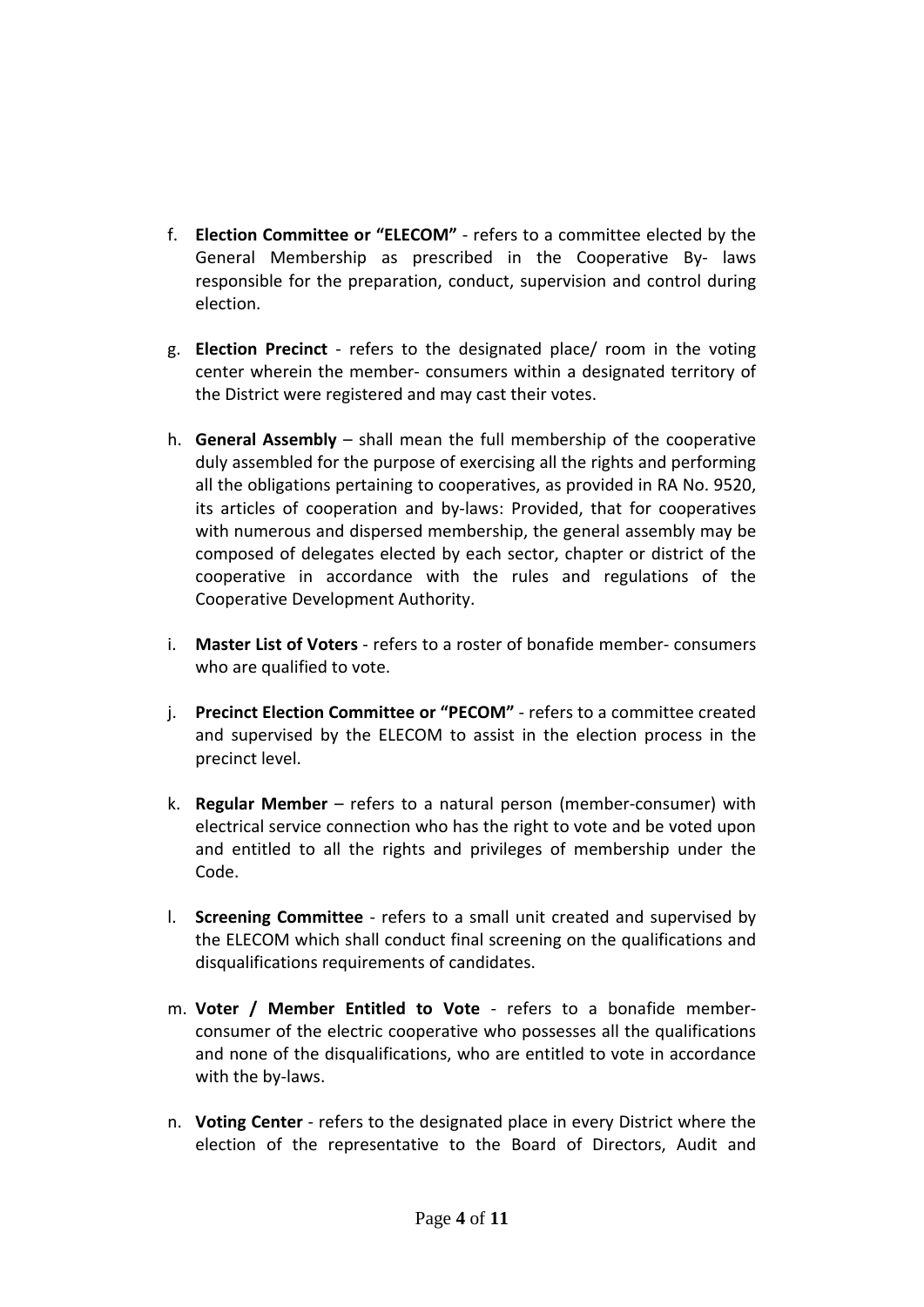f. **Election Committee or "ELECOM"** - refers to a committee elected by the General Membership as prescribed in the Cooperative By- laws responsible for the preparation, conduct, supervision and control during election.

g. **Election Precinct** - refers to the designated place/ room in the voting center wherein the member- consumers within a designated territory of the District were registered and may cast their votes.

h. **General Assembly** – shall mean the full membership of the cooperative duly assembled for the purpose of exercising all the rights and performing all the obligations pertaining to cooperatives, as provided in RA No. 9520, its articles of cooperation and by-laws: Provided, that for cooperatives with numerous and dispersed membership, the general assembly may be composed of delegates elected by each sector, chapter or district of the cooperative in accordance with the rules and regulations of the Cooperative Development Authority.

i. **Master List of Voters** - refers to a roster of bonafide member- consumers who are qualified to vote.

j. **Precinct Election Committee or "PECOM"** - refers to a committee created and supervised by the ELECOM to assist in the election process in the precinct level.

k. **Regular Member** – refers to a natural person (member-consumer) with electrical service connection who has the right to vote and be voted upon and entitled to all the rights and privileges of membership under the Code.

l. **Screening Committee** - refers to a small unit created and supervised by the ELECOM which shall conduct final screening on the qualifications and disqualifications requirements of candidates.

m. **Voter / Member Entitled to Vote** - refers to a bonafide member-consumer of the electric cooperative who possesses all the qualifications and none of the disqualifications, who are entitled to vote in accordance with the by-laws.

n. **Voting Center** - refers to the designated place in every District where the election of the representative to the Board of Directors, Audit and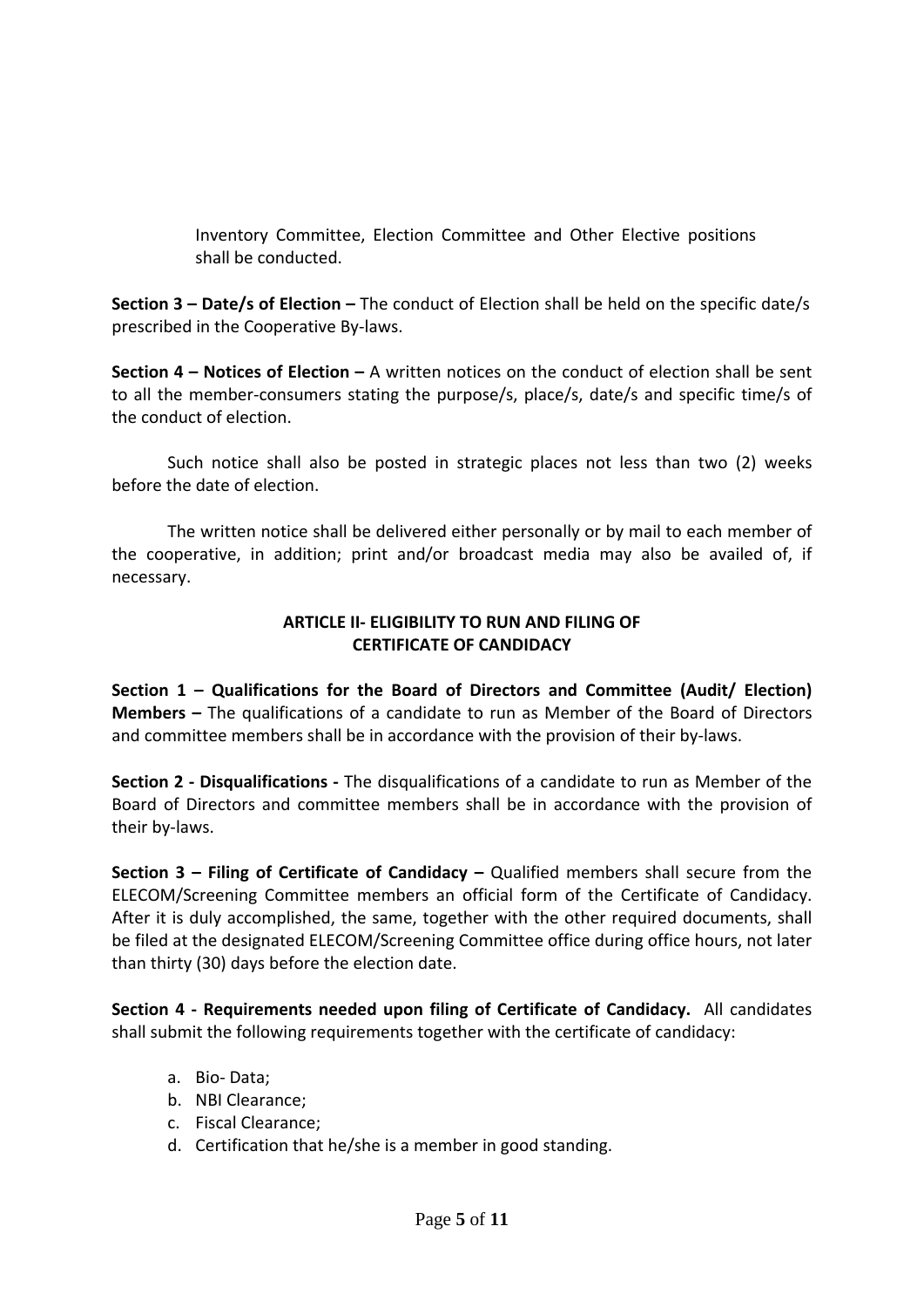Inventory Committee, Election Committee and Other Elective positions shall be conducted.

**Section 3 – Date/s of Election –** The conduct of Election shall be held on the specific date/s prescribed in the Cooperative By-laws.

**Section 4 – Notices of Election –** A written notices on the conduct of election shall be sent to all the member-consumers stating the purpose/s, place/s, date/s and specific time/s of the conduct of election.

Such notice shall also be posted in strategic places not less than two (2) weeks before the date of election.

The written notice shall be delivered either personally or by mail to each member of the cooperative, in addition; print and/or broadcast media may also be availed of, if necessary.

## ARTICLE II- ELIGIBILITY TO RUN AND FILING OF CERTIFICATE OF CANDIDACY

**Section 1 – Qualifications for the Board of Directors and Committee (Audit/ Election) Members –** The qualifications of a candidate to run as Member of the Board of Directors and committee members shall be in accordance with the provision of their by-laws.

**Section 2 - Disqualifications -** The disqualifications of a candidate to run as Member of the Board of Directors and committee members shall be in accordance with the provision of their by-laws.

**Section 3 – Filing of Certificate of Candidacy –** Qualified members shall secure from the ELECOM/Screening Committee members an official form of the Certificate of Candidacy. After it is duly accomplished, the same, together with the other required documents, shall be filed at the designated ELECOM/Screening Committee office during office hours, not later than thirty (30) days before the election date.

**Section 4 - Requirements needed upon filing of Certificate of Candidacy.** All candidates shall submit the following requirements together with the certificate of candidacy:

a. Bio- Data;
b. NBI Clearance;
c. Fiscal Clearance;
d. Certification that he/she is a member in good standing.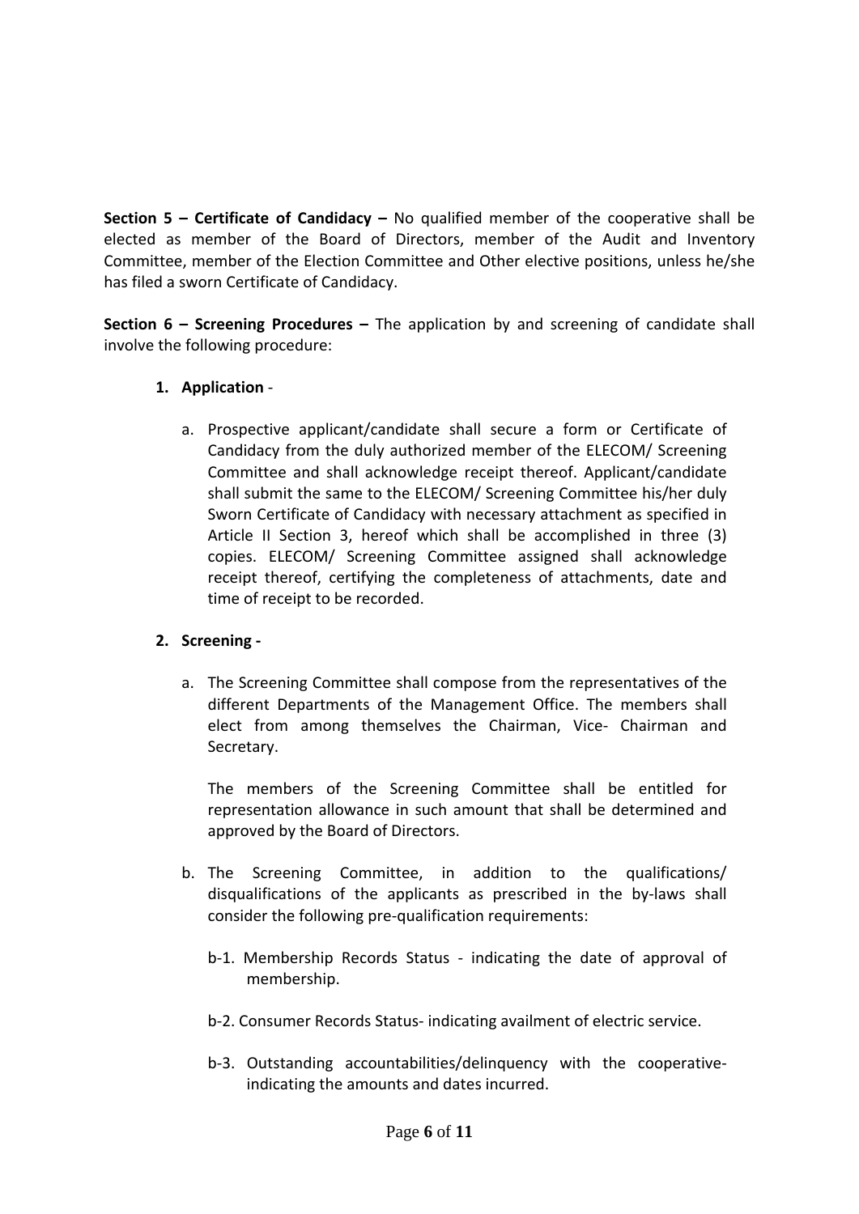**Section 5 – Certificate of Candidacy –** No qualified member of the cooperative shall be elected as member of the Board of Directors, member of the Audit and Inventory Committee, member of the Election Committee and Other elective positions, unless he/she has filed a sworn Certificate of Candidacy.

**Section 6 – Screening Procedures –** The application by and screening of candidate shall involve the following procedure:

1. **Application** -

   a. Prospective applicant/candidate shall secure a form or Certificate of Candidacy from the duly authorized member of the ELECOM/ Screening Committee and shall acknowledge receipt thereof. Applicant/candidate shall submit the same to the ELECOM/ Screening Committee his/her duly Sworn Certificate of Candidacy with necessary attachment as specified in Article II Section 3, hereof which shall be accomplished in three (3) copies. ELECOM/ Screening Committee assigned shall acknowledge receipt thereof, certifying the completeness of attachments, date and time of receipt to be recorded.

2. **Screening -**

   a. The Screening Committee shall compose from the representatives of the different Departments of the Management Office. The members shall elect from among themselves the Chairman, Vice- Chairman and Secretary.

      The members of the Screening Committee shall be entitled for representation allowance in such amount that shall be determined and approved by the Board of Directors.

   b. The Screening Committee, in addition to the qualifications/ disqualifications of the applicants as prescribed in the by-laws shall consider the following pre-qualification requirements:

      b-1. Membership Records Status - indicating the date of approval of membership.

      b-2. Consumer Records Status- indicating availment of electric service.

      b-3. Outstanding accountabilities/delinquency with the cooperative- indicating the amounts and dates incurred.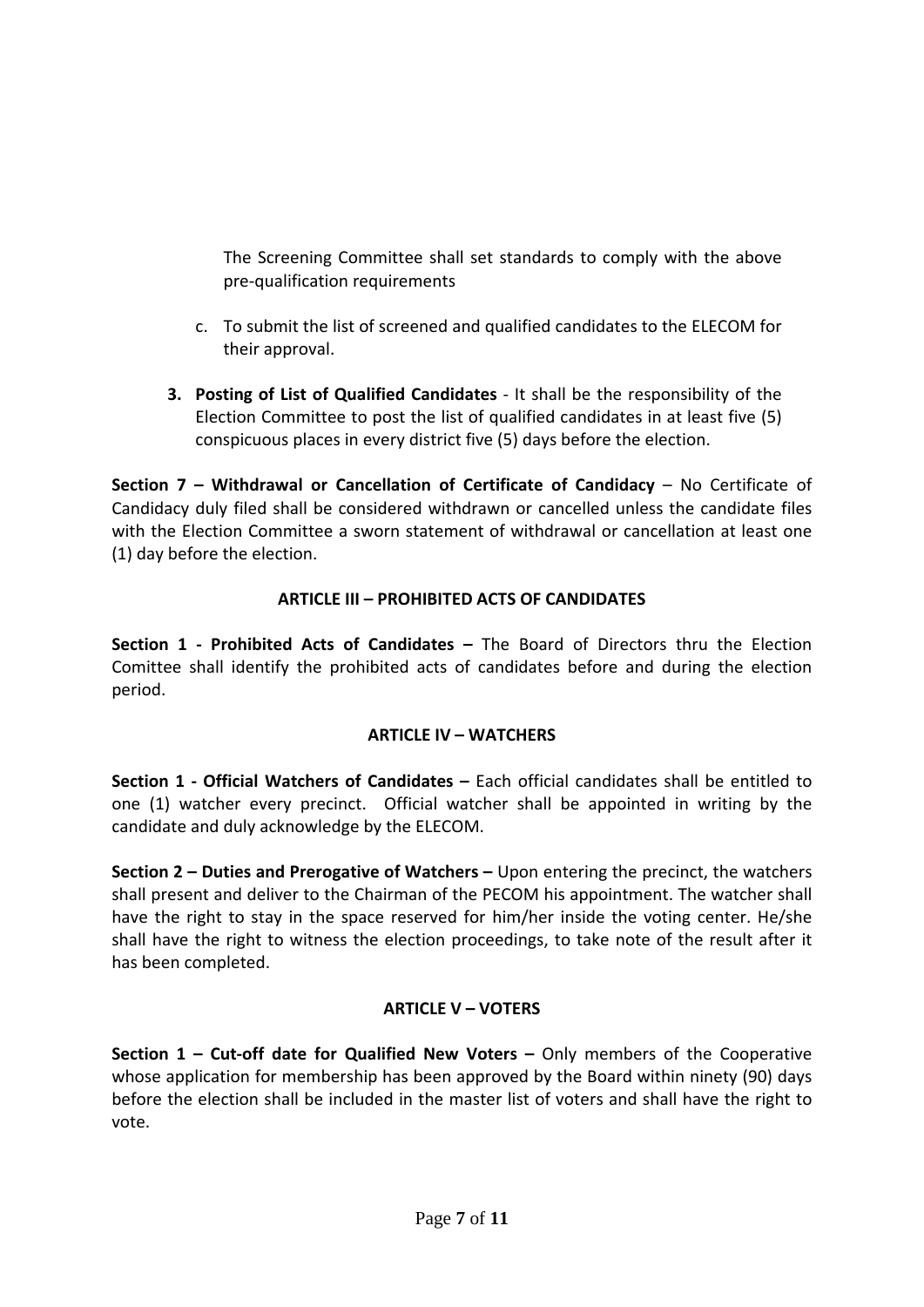The Screening Committee shall set standards to comply with the above pre-qualification requirements

c. To submit the list of screened and qualified candidates to the ELECOM for their approval.

3. **Posting of List of Qualified Candidates** - It shall be the responsibility of the Election Committee to post the list of qualified candidates in at least five (5) conspicuous places in every district five (5) days before the election.

**Section 7 – Withdrawal or Cancellation of Certificate of Candidacy** – No Certificate of Candidacy duly filed shall be considered withdrawn or cancelled unless the candidate files with the Election Committee a sworn statement of withdrawal or cancellation at least one (1) day before the election.

## ARTICLE III – PROHIBITED ACTS OF CANDIDATES

**Section 1 - Prohibited Acts of Candidates –** The Board of Directors thru the Election Comittee shall identify the prohibited acts of candidates before and during the election period.

## ARTICLE IV – WATCHERS

**Section 1 - Official Watchers of Candidates –** Each official candidates shall be entitled to one (1) watcher every precinct. Official watcher shall be appointed in writing by the candidate and duly acknowledge by the ELECOM.

**Section 2 – Duties and Prerogative of Watchers –** Upon entering the precinct, the watchers shall present and deliver to the Chairman of the PECOM his appointment. The watcher shall have the right to stay in the space reserved for him/her inside the voting center. He/she shall have the right to witness the election proceedings, to take note of the result after it has been completed.

## ARTICLE V – VOTERS

**Section 1 – Cut-off date for Qualified New Voters –** Only members of the Cooperative whose application for membership has been approved by the Board within ninety (90) days before the election shall be included in the master list of voters and shall have the right to vote.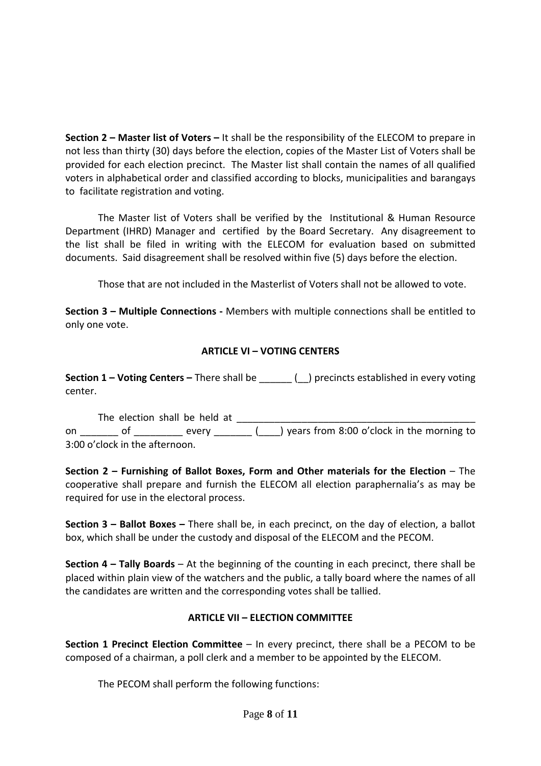**Section 2 – Master list of Voters –** It shall be the responsibility of the ELECOM to prepare in not less than thirty (30) days before the election, copies of the Master List of Voters shall be provided for each election precinct. The Master list shall contain the names of all qualified voters in alphabetical order and classified according to blocks, municipalities and barangays to facilitate registration and voting.

The Master list of Voters shall be verified by the Institutional & Human Resource Department (IHRD) Manager and certified by the Board Secretary. Any disagreement to the list shall be filed in writing with the ELECOM for evaluation based on submitted documents. Said disagreement shall be resolved within five (5) days before the election.

Those that are not included in the Masterlist of Voters shall not be allowed to vote.

**Section 3 – Multiple Connections -** Members with multiple connections shall be entitled to only one vote.

**ARTICLE VI – VOTING CENTERS**

**Section 1 – Voting Centers –** There shall be ______ (__) precincts established in every voting center.

The election shall be held at _____________________________________________ on _______ of _________ every _______ (____) years from 8:00 o'clock in the morning to 3:00 o'clock in the afternoon.

**Section 2 – Furnishing of Ballot Boxes, Form and Other materials for the Election** – The cooperative shall prepare and furnish the ELECOM all election paraphernalia's as may be required for use in the electoral process.

**Section 3 – Ballot Boxes –** There shall be, in each precinct, on the day of election, a ballot box, which shall be under the custody and disposal of the ELECOM and the PECOM.

**Section 4 – Tally Boards** – At the beginning of the counting in each precinct, there shall be placed within plain view of the watchers and the public, a tally board where the names of all the candidates are written and the corresponding votes shall be tallied.

**ARTICLE VII – ELECTION COMMITTEE**

**Section 1 Precinct Election Committee** – In every precinct, there shall be a PECOM to be composed of a chairman, a poll clerk and a member to be appointed by the ELECOM.

The PECOM shall perform the following functions: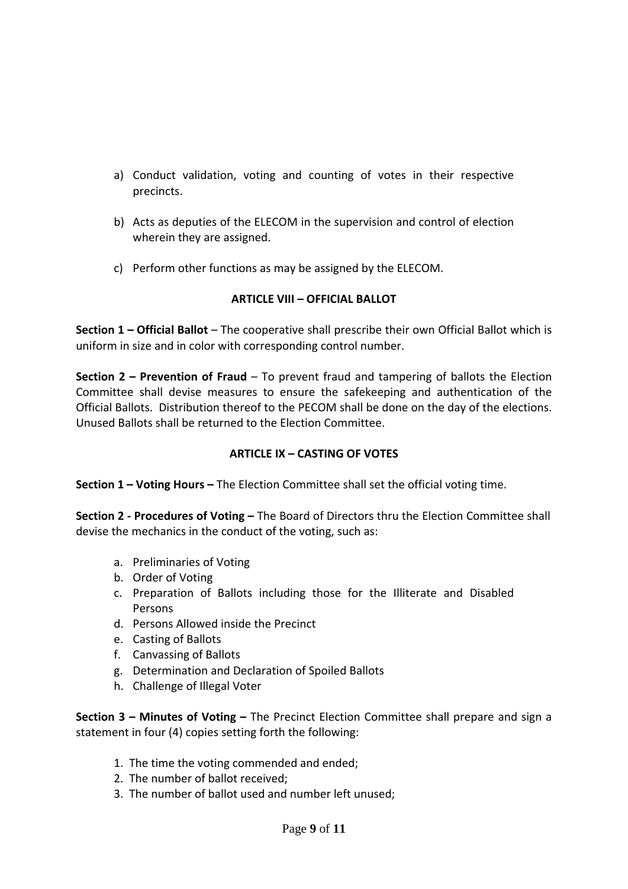a) Conduct validation, voting and counting of votes in their respective precincts.

b) Acts as deputies of the ELECOM in the supervision and control of election wherein they are assigned.

c) Perform other functions as may be assigned by the ELECOM.

## ARTICLE VIII – OFFICIAL BALLOT

**Section 1 – Official Ballot** – The cooperative shall prescribe their own Official Ballot which is uniform in size and in color with corresponding control number.

**Section 2 – Prevention of Fraud** – To prevent fraud and tampering of ballots the Election Committee shall devise measures to ensure the safekeeping and authentication of the Official Ballots. Distribution thereof to the PECOM shall be done on the day of the elections. Unused Ballots shall be returned to the Election Committee.

## ARTICLE IX – CASTING OF VOTES

**Section 1 – Voting Hours –** The Election Committee shall set the official voting time.

**Section 2 - Procedures of Voting –** The Board of Directors thru the Election Committee shall devise the mechanics in the conduct of the voting, such as:

a. Preliminaries of Voting
b. Order of Voting
c. Preparation of Ballots including those for the Illiterate and Disabled Persons
d. Persons Allowed inside the Precinct
e. Casting of Ballots
f. Canvassing of Ballots
g. Determination and Declaration of Spoiled Ballots
h. Challenge of Illegal Voter

**Section 3 – Minutes of Voting –** The Precinct Election Committee shall prepare and sign a statement in four (4) copies setting forth the following:

1. The time the voting commended and ended;
2. The number of ballot received;
3. The number of ballot used and number left unused;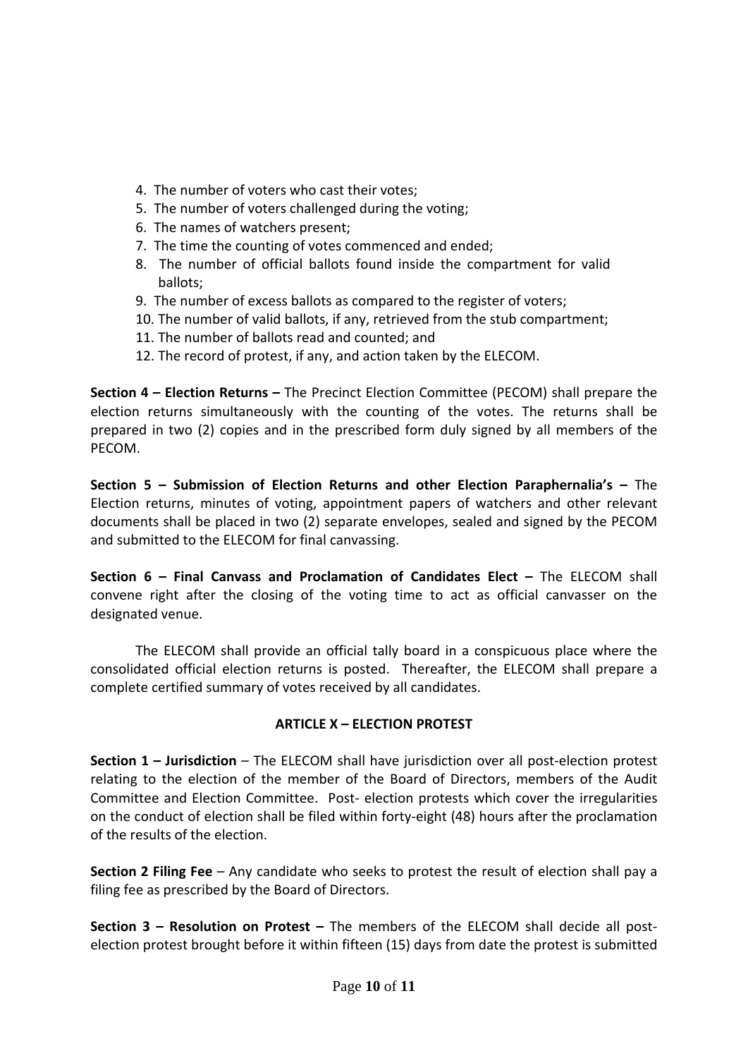4. The number of voters who cast their votes;
5. The number of voters challenged during the voting;
6. The names of watchers present;
7. The time the counting of votes commenced and ended;
8. The number of official ballots found inside the compartment for valid ballots;
9. The number of excess ballots as compared to the register of voters;
10. The number of valid ballots, if any, retrieved from the stub compartment;
11. The number of ballots read and counted; and
12. The record of protest, if any, and action taken by the ELECOM.

**Section 4 – Election Returns –** The Precinct Election Committee (PECOM) shall prepare the election returns simultaneously with the counting of the votes. The returns shall be prepared in two (2) copies and in the prescribed form duly signed by all members of the PECOM.

**Section 5 – Submission of Election Returns and other Election Paraphernalia's –** The Election returns, minutes of voting, appointment papers of watchers and other relevant documents shall be placed in two (2) separate envelopes, sealed and signed by the PECOM and submitted to the ELECOM for final canvassing.

**Section 6 – Final Canvass and Proclamation of Candidates Elect –** The ELECOM shall convene right after the closing of the voting time to act as official canvasser on the designated venue.

The ELECOM shall provide an official tally board in a conspicuous place where the consolidated official election returns is posted. Thereafter, the ELECOM shall prepare a complete certified summary of votes received by all candidates.

## ARTICLE X – ELECTION PROTEST

**Section 1 – Jurisdiction** – The ELECOM shall have jurisdiction over all post-election protest relating to the election of the member of the Board of Directors, members of the Audit Committee and Election Committee. Post- election protests which cover the irregularities on the conduct of election shall be filed within forty-eight (48) hours after the proclamation of the results of the election.

**Section 2 Filing Fee** – Any candidate who seeks to protest the result of election shall pay a filing fee as prescribed by the Board of Directors.

**Section 3 – Resolution on Protest –** The members of the ELECOM shall decide all post-election protest brought before it within fifteen (15) days from date the protest is submitted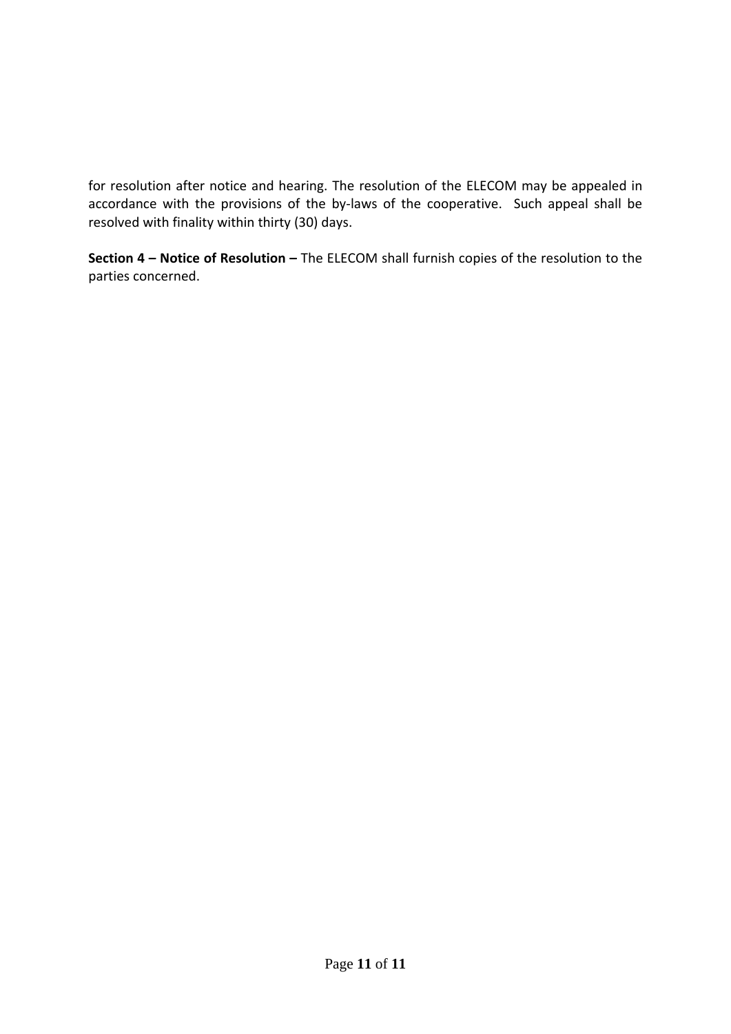for resolution after notice and hearing. The resolution of the ELECOM may be appealed in accordance with the provisions of the by-laws of the cooperative. Such appeal shall be resolved with finality within thirty (30) days.

**Section 4 – Notice of Resolution –** The ELECOM shall furnish copies of the resolution to the parties concerned.